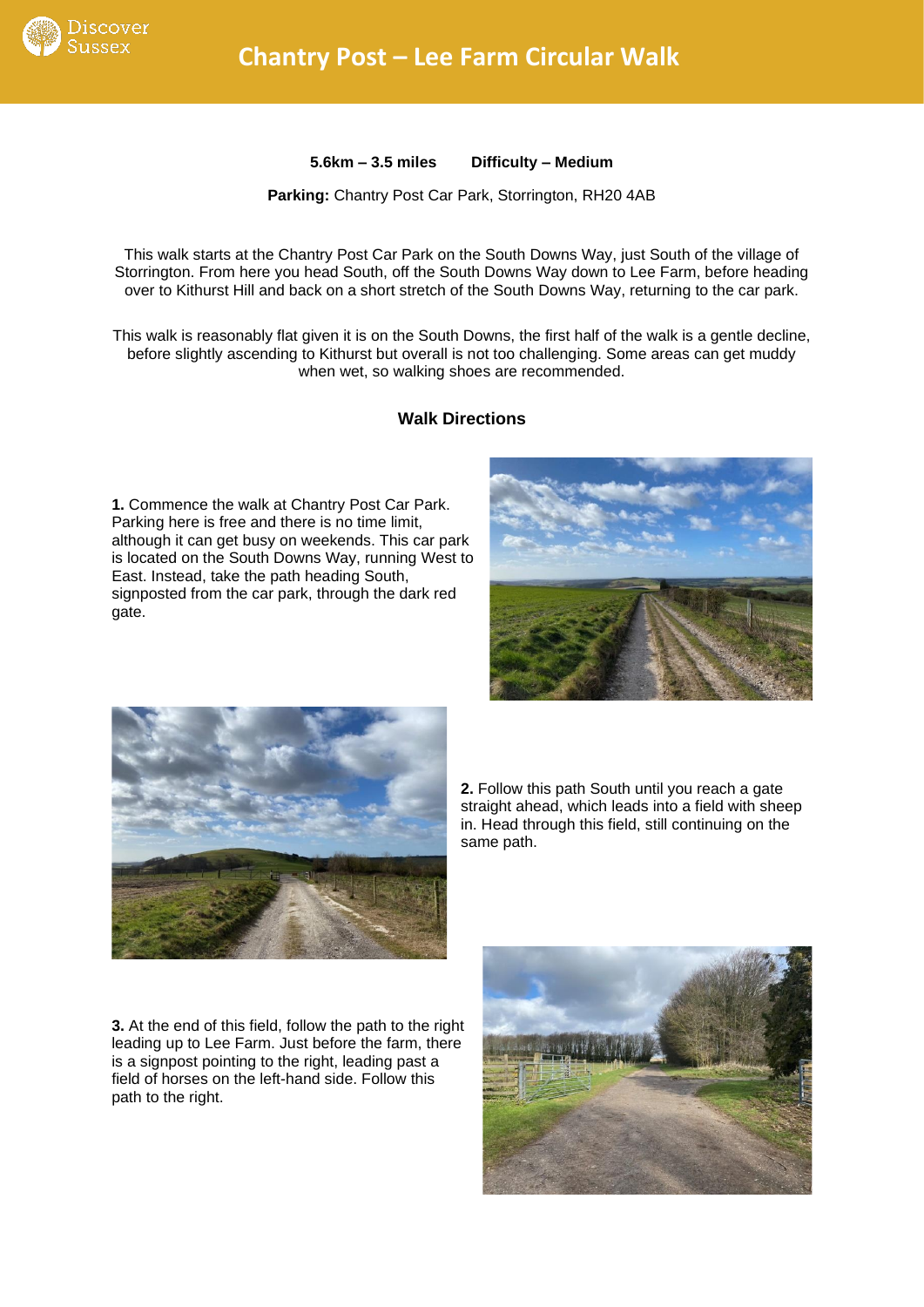# Chantry Post – Lee Farm Circular Walk

**5.6km – 3.5 miles    Difficulty – Medium**

**Parking:** Chantry Post Car Park, Storrington, RH20 4AB

This walk starts at the Chantry Post Car Park on the South Downs Way, just South of the village of Storrington. From here you head South, off the South Downs Way down to Lee Farm, before heading over to Kithurst Hill and back on a short stretch of the South Downs Way, returning to the car park.

This walk is reasonably flat given it is on the South Downs, the first half of the walk is a gentle decline, before slightly ascending to Kithurst but overall is not too challenging. Some areas can get muddy when wet, so walking shoes are recommended.

## Walk Directions

**1.** Commence the walk at Chantry Post Car Park. Parking here is free and there is no time limit, although it can get busy on weekends. This car park is located on the South Downs Way, running West to East. Instead, take the path heading South, signposted from the car park, through the dark red gate.

**2.** Follow this path South until you reach a gate straight ahead, which leads into a field with sheep in. Head through this field, still continuing on the same path.

**3.** At the end of this field, follow the path to the right leading up to Lee Farm. Just before the farm, there is a signpost pointing to the right, leading past a field of horses on the left-hand side. Follow this path to the right.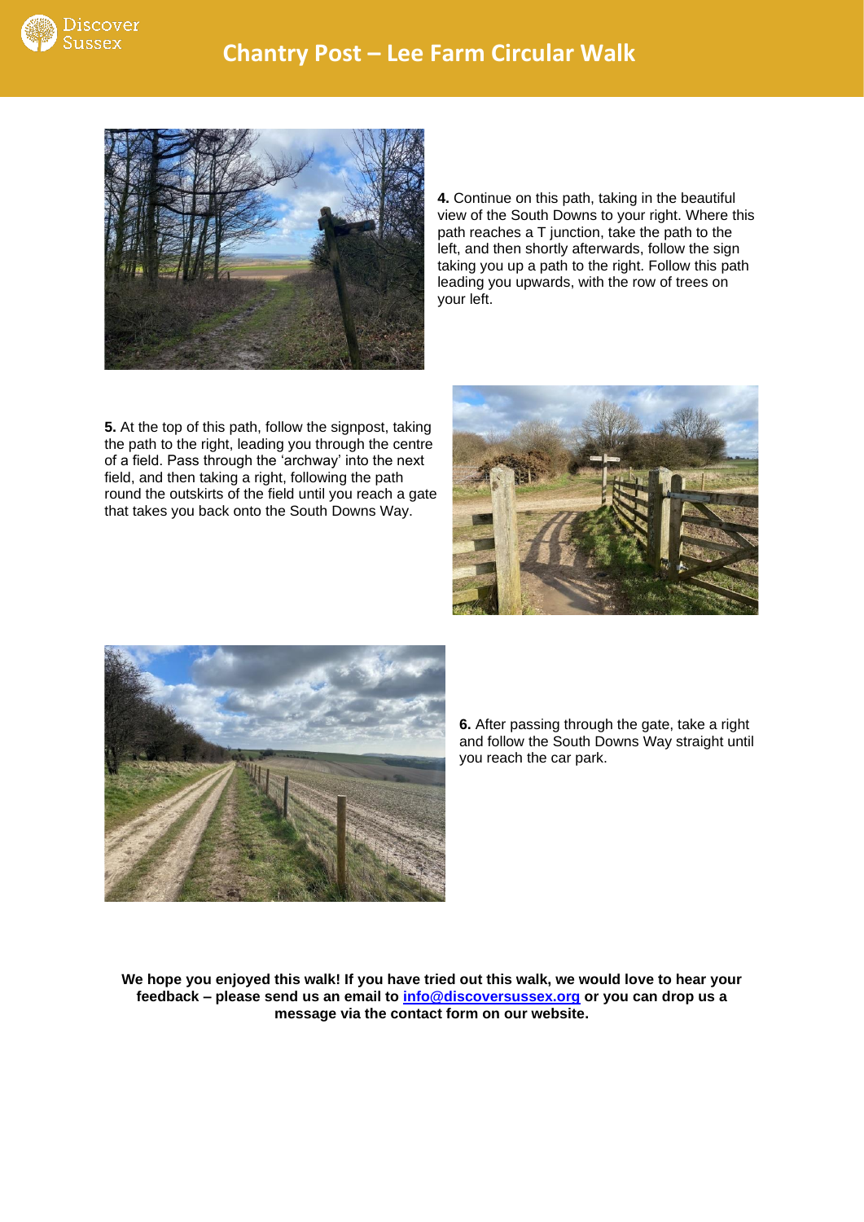# Chantry Post – Lee Farm Circular Walk

**4.** Continue on this path, taking in the beautiful view of the South Downs to your right. Where this path reaches a T junction, take the path to the left, and then shortly afterwards, follow the sign taking you up a path to the right. Follow this path leading you upwards, with the row of trees on your left.

**5.** At the top of this path, follow the signpost, taking the path to the right, leading you through the centre of a field. Pass through the 'archway' into the next field, and then taking a right, following the path round the outskirts of the field until you reach a gate that takes you back onto the South Downs Way.

**6.** After passing through the gate, take a right and follow the South Downs Way straight until you reach the car park.

**We hope you enjoyed this walk! If you have tried out this walk, we would love to hear your feedback – please send us an email to [info@discoversussex.org](mailto:info@discoversussex.org) or you can drop us a message via the contact form on our website.**